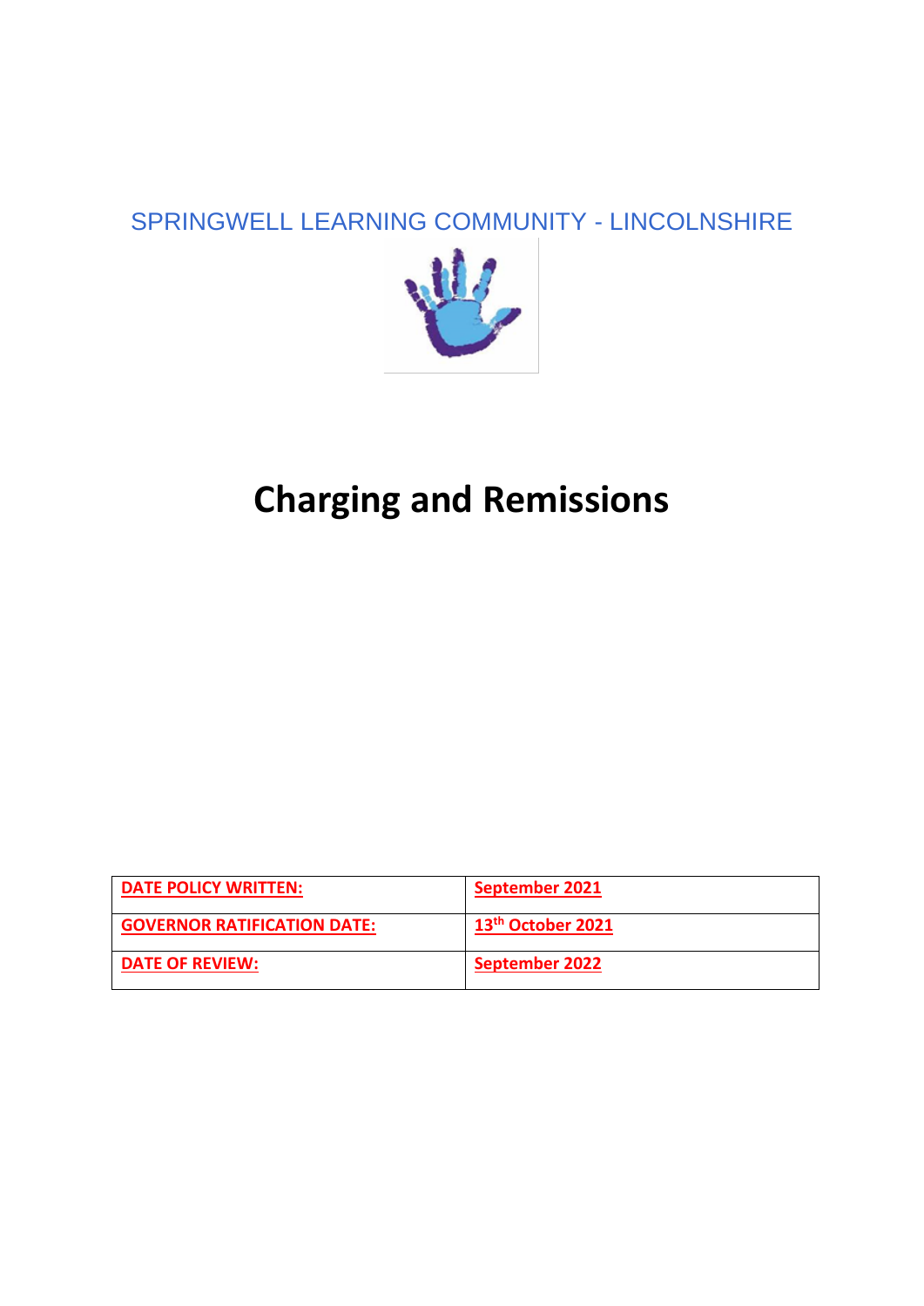SPRINGWELL LEARNING COMMUNITY - LINCOLNSHIRE

# Charging and Remissions

| DATE POLICY WRITTEN: | September 2021 |
|---|---|
| GOVERNOR RATIFICATION DATE: | 13th October 2021 |
| DATE OF REVIEW: | September 2022 |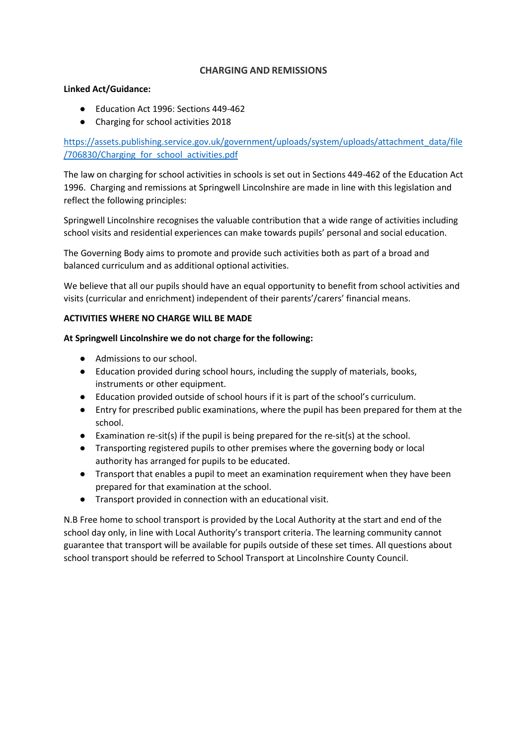# CHARGING AND REMISSIONS

**Linked Act/Guidance:**

- Education Act 1996: Sections 449-462
- Charging for school activities 2018

[https://assets.publishing.service.gov.uk/government/uploads/system/uploads/attachment_data/file/706830/Charging_for_school_activities.pdf](https://assets.publishing.service.gov.uk/government/uploads/system/uploads/attachment_data/file/706830/Charging_for_school_activities.pdf)

The law on charging for school activities in schools is set out in Sections 449-462 of the Education Act 1996. Charging and remissions at Springwell Lincolnshire are made in line with this legislation and reflect the following principles:

Springwell Lincolnshire recognises the valuable contribution that a wide range of activities including school visits and residential experiences can make towards pupils' personal and social education.

The Governing Body aims to promote and provide such activities both as part of a broad and balanced curriculum and as additional optional activities.

We believe that all our pupils should have an equal opportunity to benefit from school activities and visits (curricular and enrichment) independent of their parents'/carers' financial means.

**ACTIVITIES WHERE NO CHARGE WILL BE MADE**

**At Springwell Lincolnshire we do not charge for the following:**

- Admissions to our school.
- Education provided during school hours, including the supply of materials, books, instruments or other equipment.
- Education provided outside of school hours if it is part of the school's curriculum.
- Entry for prescribed public examinations, where the pupil has been prepared for them at the school.
- Examination re-sit(s) if the pupil is being prepared for the re-sit(s) at the school.
- Transporting registered pupils to other premises where the governing body or local authority has arranged for pupils to be educated.
- Transport that enables a pupil to meet an examination requirement when they have been prepared for that examination at the school.
- Transport provided in connection with an educational visit.

N.B Free home to school transport is provided by the Local Authority at the start and end of the school day only, in line with Local Authority's transport criteria. The learning community cannot guarantee that transport will be available for pupils outside of these set times. All questions about school transport should be referred to School Transport at Lincolnshire County Council.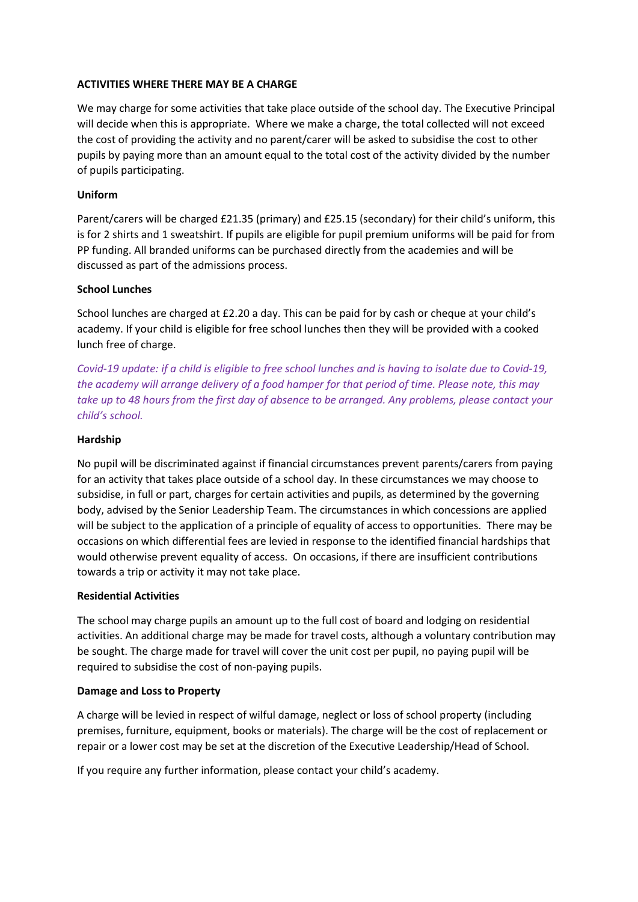**ACTIVITIES WHERE THERE MAY BE A CHARGE**

We may charge for some activities that take place outside of the school day. The Executive Principal will decide when this is appropriate. Where we make a charge, the total collected will not exceed the cost of providing the activity and no parent/carer will be asked to subsidise the cost to other pupils by paying more than an amount equal to the total cost of the activity divided by the number of pupils participating.

**Uniform**

Parent/carers will be charged £21.35 (primary) and £25.15 (secondary) for their child's uniform, this is for 2 shirts and 1 sweatshirt. If pupils are eligible for pupil premium uniforms will be paid for from PP funding. All branded uniforms can be purchased directly from the academies and will be discussed as part of the admissions process.

**School Lunches**

School lunches are charged at £2.20 a day. This can be paid for by cash or cheque at your child's academy. If your child is eligible for free school lunches then they will be provided with a cooked lunch free of charge.

*Covid-19 update: if a child is eligible to free school lunches and is having to isolate due to Covid-19, the academy will arrange delivery of a food hamper for that period of time. Please note, this may take up to 48 hours from the first day of absence to be arranged. Any problems, please contact your child's school.*

**Hardship**

No pupil will be discriminated against if financial circumstances prevent parents/carers from paying for an activity that takes place outside of a school day. In these circumstances we may choose to subsidise, in full or part, charges for certain activities and pupils, as determined by the governing body, advised by the Senior Leadership Team. The circumstances in which concessions are applied will be subject to the application of a principle of equality of access to opportunities. There may be occasions on which differential fees are levied in response to the identified financial hardships that would otherwise prevent equality of access. On occasions, if there are insufficient contributions towards a trip or activity it may not take place.

**Residential Activities**

The school may charge pupils an amount up to the full cost of board and lodging on residential activities. An additional charge may be made for travel costs, although a voluntary contribution may be sought. The charge made for travel will cover the unit cost per pupil, no paying pupil will be required to subsidise the cost of non-paying pupils.

**Damage and Loss to Property**

A charge will be levied in respect of wilful damage, neglect or loss of school property (including premises, furniture, equipment, books or materials). The charge will be the cost of replacement or repair or a lower cost may be set at the discretion of the Executive Leadership/Head of School.

If you require any further information, please contact your child's academy.